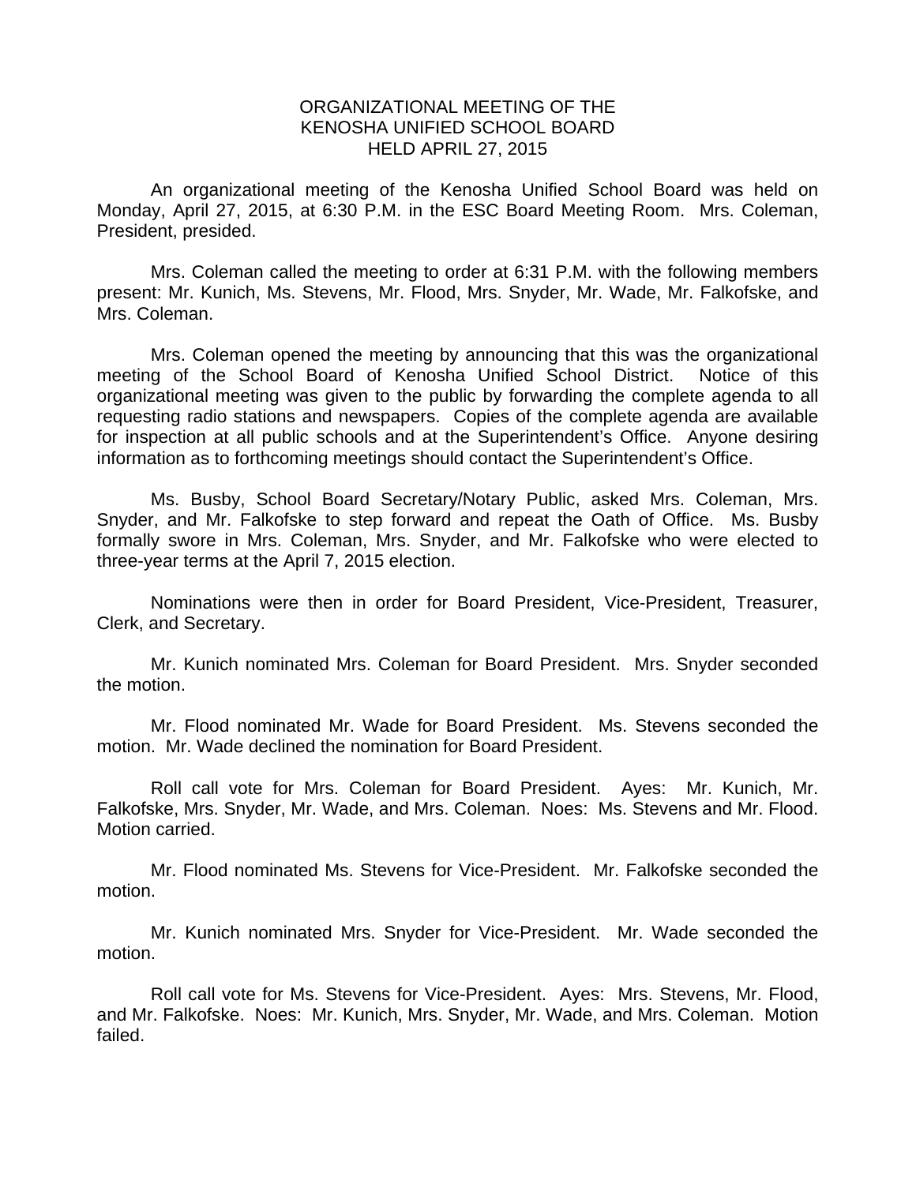# ORGANIZATIONAL MEETING OF THE KENOSHA UNIFIED SCHOOL BOARD HELD APRIL 27, 2015

An organizational meeting of the Kenosha Unified School Board was held on Monday, April 27, 2015, at 6:30 P.M. in the ESC Board Meeting Room. Mrs. Coleman, President, presided.

Mrs. Coleman called the meeting to order at 6:31 P.M. with the following members present: Mr. Kunich, Ms. Stevens, Mr. Flood, Mrs. Snyder, Mr. Wade, Mr. Falkofske, and Mrs. Coleman.

Mrs. Coleman opened the meeting by announcing that this was the organizational meeting of the School Board of Kenosha Unified School District. Notice of this organizational meeting was given to the public by forwarding the complete agenda to all requesting radio stations and newspapers. Copies of the complete agenda are available for inspection at all public schools and at the Superintendent's Office. Anyone desiring information as to forthcoming meetings should contact the Superintendent's Office.

Ms. Busby, School Board Secretary/Notary Public, asked Mrs. Coleman, Mrs. Snyder, and Mr. Falkofske to step forward and repeat the Oath of Office. Ms. Busby formally swore in Mrs. Coleman, Mrs. Snyder, and Mr. Falkofske who were elected to three-year terms at the April 7, 2015 election.

Nominations were then in order for Board President, Vice-President, Treasurer, Clerk, and Secretary.

Mr. Kunich nominated Mrs. Coleman for Board President. Mrs. Snyder seconded the motion.

Mr. Flood nominated Mr. Wade for Board President. Ms. Stevens seconded the motion. Mr. Wade declined the nomination for Board President.

Roll call vote for Mrs. Coleman for Board President. Ayes: Mr. Kunich, Mr. Falkofske, Mrs. Snyder, Mr. Wade, and Mrs. Coleman. Noes: Ms. Stevens and Mr. Flood. Motion carried.

Mr. Flood nominated Ms. Stevens for Vice-President. Mr. Falkofske seconded the motion.

Mr. Kunich nominated Mrs. Snyder for Vice-President. Mr. Wade seconded the motion.

Roll call vote for Ms. Stevens for Vice-President. Ayes: Mrs. Stevens, Mr. Flood, and Mr. Falkofske. Noes: Mr. Kunich, Mrs. Snyder, Mr. Wade, and Mrs. Coleman. Motion failed.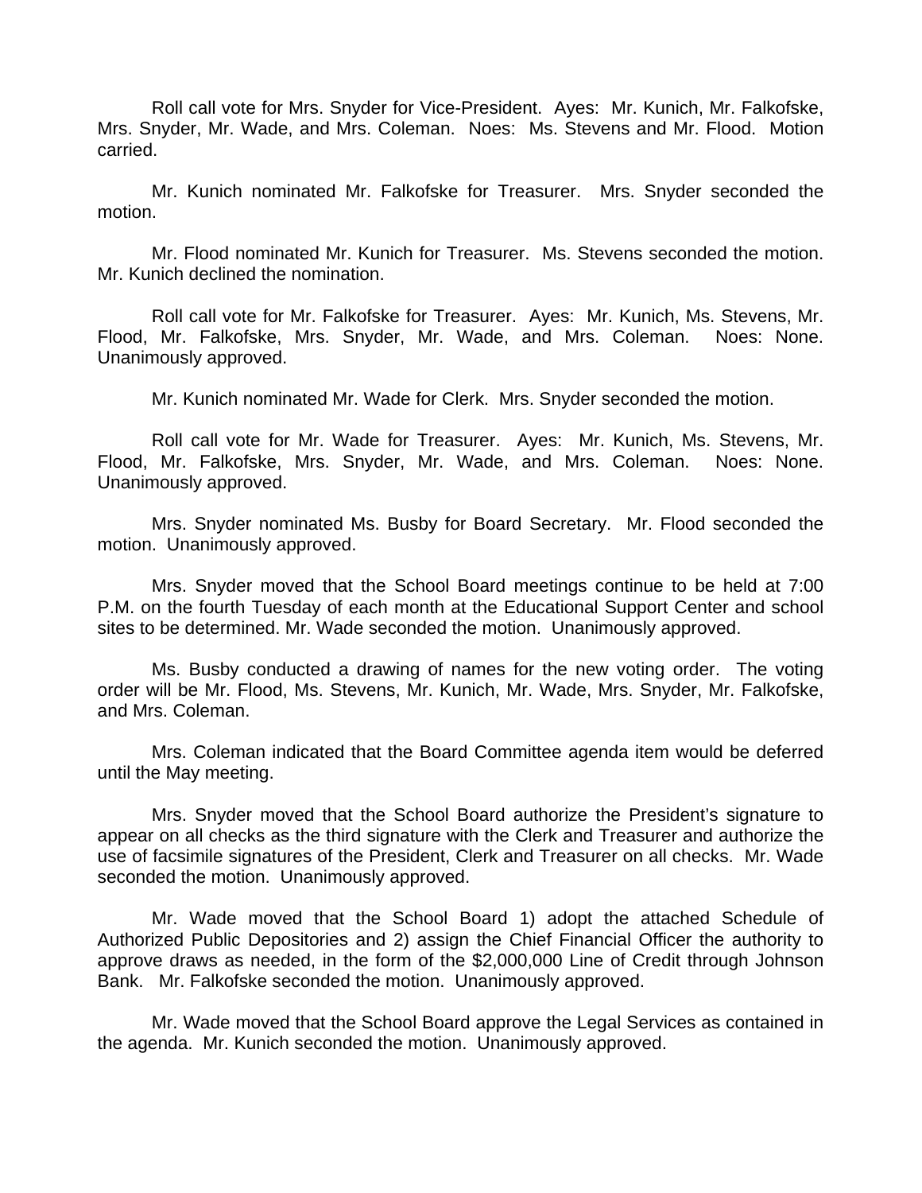Roll call vote for Mrs. Snyder for Vice-President. Ayes: Mr. Kunich, Mr. Falkofske, Mrs. Snyder, Mr. Wade, and Mrs. Coleman. Noes: Ms. Stevens and Mr. Flood. Motion carried.

Mr. Kunich nominated Mr. Falkofske for Treasurer. Mrs. Snyder seconded the motion.

Mr. Flood nominated Mr. Kunich for Treasurer. Ms. Stevens seconded the motion. Mr. Kunich declined the nomination.

Roll call vote for Mr. Falkofske for Treasurer. Ayes: Mr. Kunich, Ms. Stevens, Mr. Flood, Mr. Falkofske, Mrs. Snyder, Mr. Wade, and Mrs. Coleman. Noes: None. Unanimously approved.

Mr. Kunich nominated Mr. Wade for Clerk. Mrs. Snyder seconded the motion.

Roll call vote for Mr. Wade for Treasurer. Ayes: Mr. Kunich, Ms. Stevens, Mr. Flood, Mr. Falkofske, Mrs. Snyder, Mr. Wade, and Mrs. Coleman. Noes: None. Unanimously approved.

Mrs. Snyder nominated Ms. Busby for Board Secretary. Mr. Flood seconded the motion. Unanimously approved.

Mrs. Snyder moved that the School Board meetings continue to be held at 7:00 P.M. on the fourth Tuesday of each month at the Educational Support Center and school sites to be determined. Mr. Wade seconded the motion. Unanimously approved.

Ms. Busby conducted a drawing of names for the new voting order. The voting order will be Mr. Flood, Ms. Stevens, Mr. Kunich, Mr. Wade, Mrs. Snyder, Mr. Falkofske, and Mrs. Coleman.

Mrs. Coleman indicated that the Board Committee agenda item would be deferred until the May meeting.

Mrs. Snyder moved that the School Board authorize the President's signature to appear on all checks as the third signature with the Clerk and Treasurer and authorize the use of facsimile signatures of the President, Clerk and Treasurer on all checks. Mr. Wade seconded the motion. Unanimously approved.

Mr. Wade moved that the School Board 1) adopt the attached Schedule of Authorized Public Depositories and 2) assign the Chief Financial Officer the authority to approve draws as needed, in the form of the $2,000,000 Line of Credit through Johnson Bank. Mr. Falkofske seconded the motion. Unanimously approved.

Mr. Wade moved that the School Board approve the Legal Services as contained in the agenda. Mr. Kunich seconded the motion. Unanimously approved.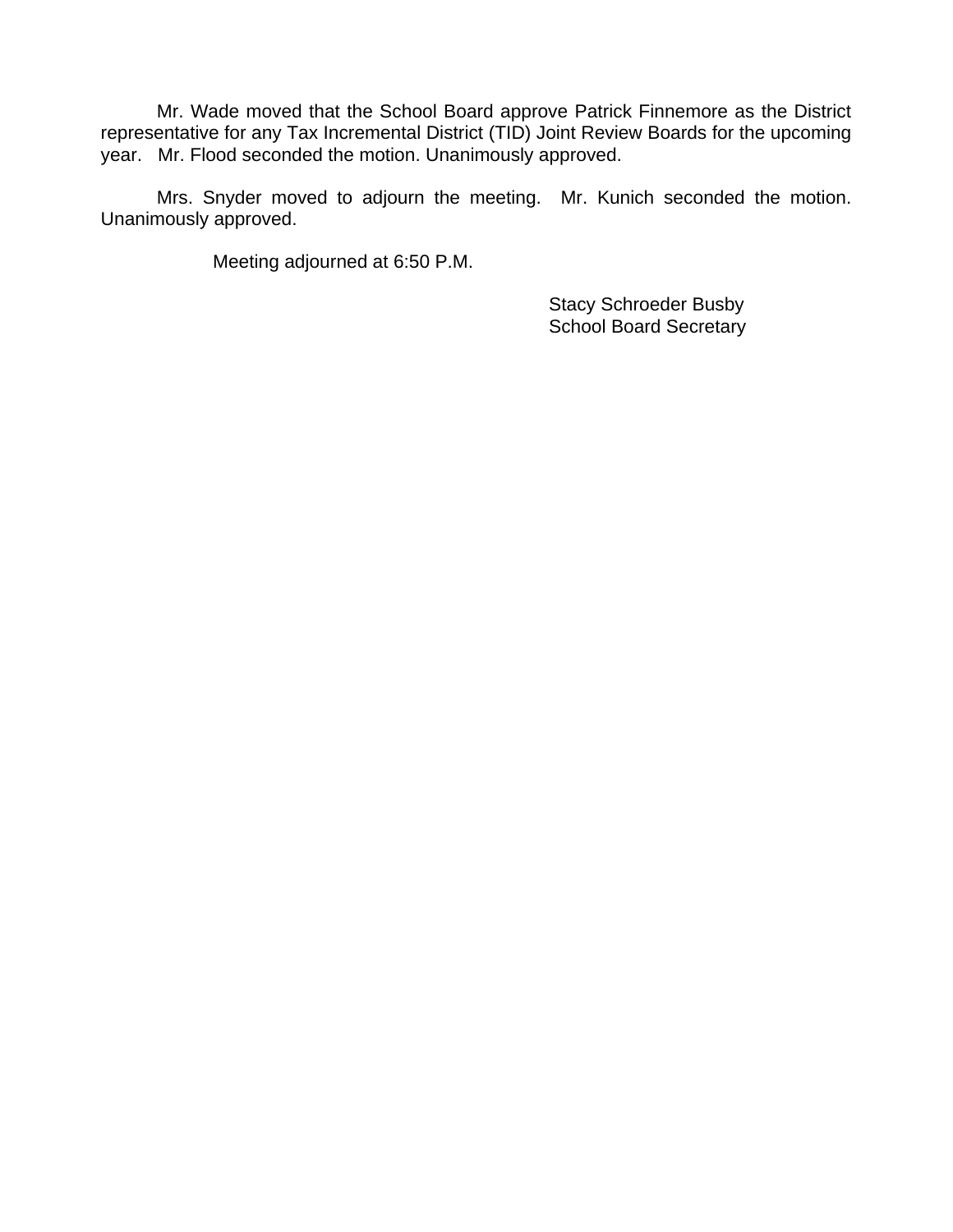Mr. Wade moved that the School Board approve Patrick Finnemore as the District representative for any Tax Incremental District (TID) Joint Review Boards for the upcoming year. Mr. Flood seconded the motion. Unanimously approved.

Mrs. Snyder moved to adjourn the meeting. Mr. Kunich seconded the motion. Unanimously approved.

Meeting adjourned at 6:50 P.M.

Stacy Schroeder Busby
School Board Secretary